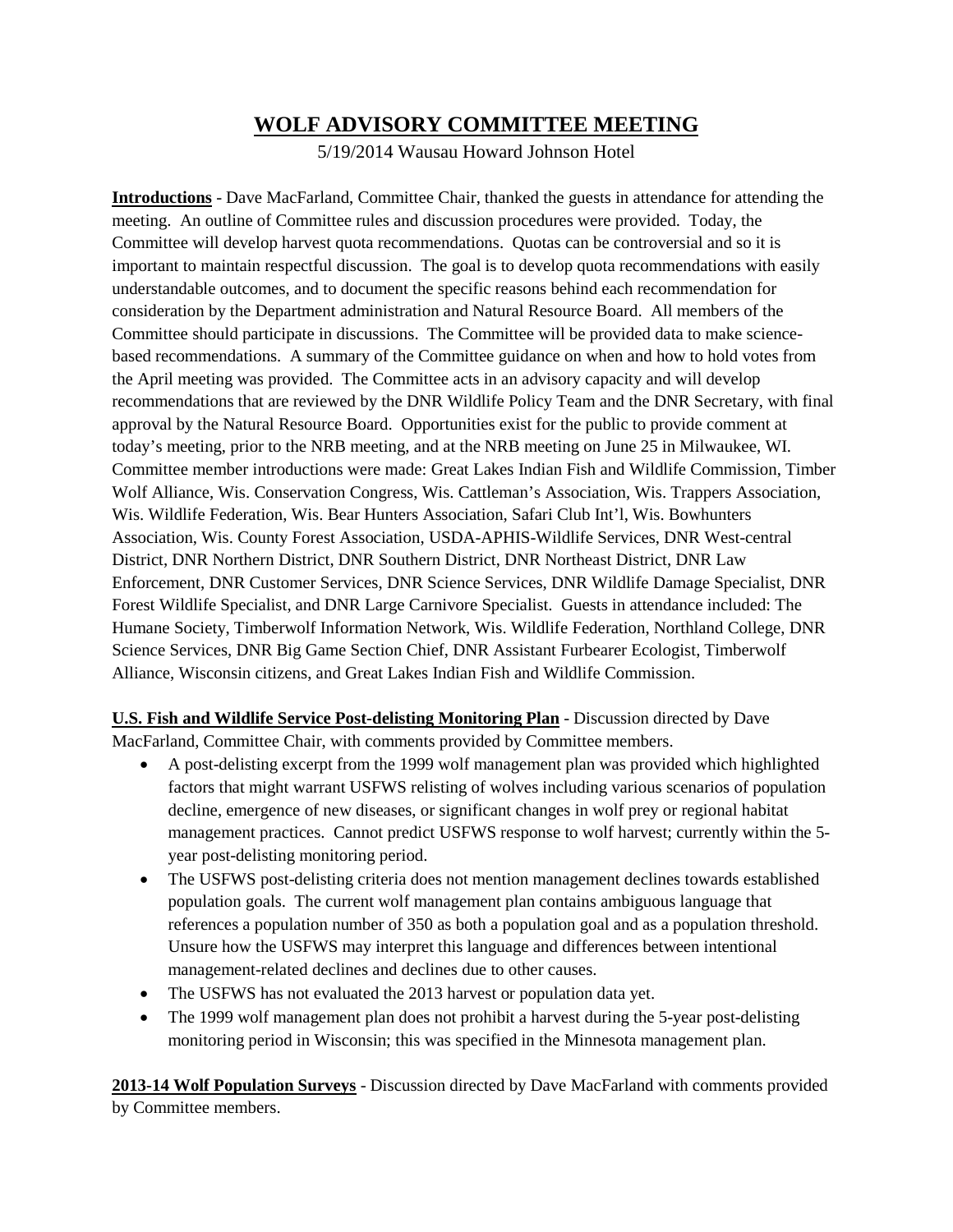# WOLF ADVISORY COMMITTEE MEETING

5/19/2014 Wausau Howard Johnson Hotel

**Introductions** - Dave MacFarland, Committee Chair, thanked the guests in attendance for attending the meeting. An outline of Committee rules and discussion procedures were provided. Today, the Committee will develop harvest quota recommendations. Quotas can be controversial and so it is important to maintain respectful discussion. The goal is to develop quota recommendations with easily understandable outcomes, and to document the specific reasons behind each recommendation for consideration by the Department administration and Natural Resource Board. All members of the Committee should participate in discussions. The Committee will be provided data to make science-based recommendations. A summary of the Committee guidance on when and how to hold votes from the April meeting was provided. The Committee acts in an advisory capacity and will develop recommendations that are reviewed by the DNR Wildlife Policy Team and the DNR Secretary, with final approval by the Natural Resource Board. Opportunities exist for the public to provide comment at today's meeting, prior to the NRB meeting, and at the NRB meeting on June 25 in Milwaukee, WI. Committee member introductions were made: Great Lakes Indian Fish and Wildlife Commission, Timber Wolf Alliance, Wis. Conservation Congress, Wis. Cattleman's Association, Wis. Trappers Association, Wis. Wildlife Federation, Wis. Bear Hunters Association, Safari Club Int'l, Wis. Bowhunters Association, Wis. County Forest Association, USDA-APHIS-Wildlife Services, DNR West-central District, DNR Northern District, DNR Southern District, DNR Northeast District, DNR Law Enforcement, DNR Customer Services, DNR Science Services, DNR Wildlife Damage Specialist, DNR Forest Wildlife Specialist, and DNR Large Carnivore Specialist. Guests in attendance included: The Humane Society, Timberwolf Information Network, Wis. Wildlife Federation, Northland College, DNR Science Services, DNR Big Game Section Chief, DNR Assistant Furbearer Ecologist, Timberwolf Alliance, Wisconsin citizens, and Great Lakes Indian Fish and Wildlife Commission.

**U.S. Fish and Wildlife Service Post-delisting Monitoring Plan** - Discussion directed by Dave MacFarland, Committee Chair, with comments provided by Committee members.

- A post-delisting excerpt from the 1999 wolf management plan was provided which highlighted factors that might warrant USFWS relisting of wolves including various scenarios of population decline, emergence of new diseases, or significant changes in wolf prey or regional habitat management practices. Cannot predict USFWS response to wolf harvest; currently within the 5-year post-delisting monitoring period.
- The USFWS post-delisting criteria does not mention management declines towards established population goals. The current wolf management plan contains ambiguous language that references a population number of 350 as both a population goal and as a population threshold. Unsure how the USFWS may interpret this language and differences between intentional management-related declines and declines due to other causes.
- The USFWS has not evaluated the 2013 harvest or population data yet.
- The 1999 wolf management plan does not prohibit a harvest during the 5-year post-delisting monitoring period in Wisconsin; this was specified in the Minnesota management plan.

**2013-14 Wolf Population Surveys** - Discussion directed by Dave MacFarland with comments provided by Committee members.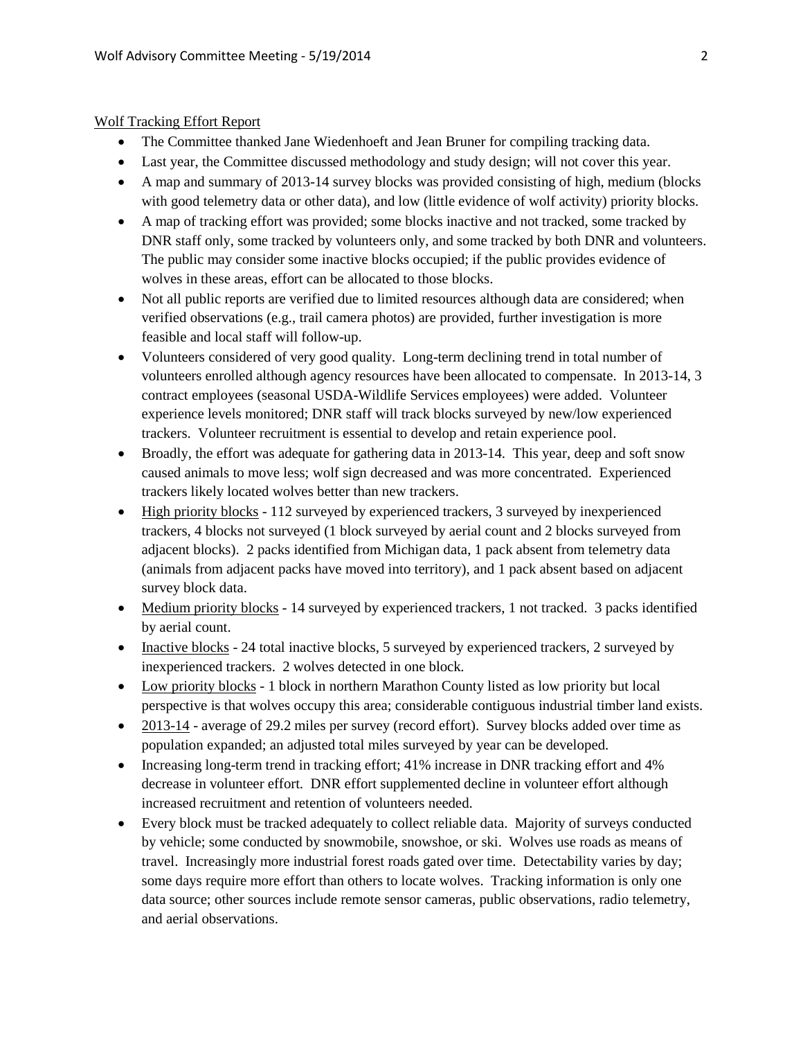<u>Wolf Tracking Effort Report</u>

- The Committee thanked Jane Wiedenhoeft and Jean Bruner for compiling tracking data.
- Last year, the Committee discussed methodology and study design; will not cover this year.
- A map and summary of 2013-14 survey blocks was provided consisting of high, medium (blocks with good telemetry data or other data), and low (little evidence of wolf activity) priority blocks.
- A map of tracking effort was provided; some blocks inactive and not tracked, some tracked by DNR staff only, some tracked by volunteers only, and some tracked by both DNR and volunteers. The public may consider some inactive blocks occupied; if the public provides evidence of wolves in these areas, effort can be allocated to those blocks.
- Not all public reports are verified due to limited resources although data are considered; when verified observations (e.g., trail camera photos) are provided, further investigation is more feasible and local staff will follow-up.
- Volunteers considered of very good quality. Long-term declining trend in total number of volunteers enrolled although agency resources have been allocated to compensate. In 2013-14, 3 contract employees (seasonal USDA-Wildlife Services employees) were added. Volunteer experience levels monitored; DNR staff will track blocks surveyed by new/low experienced trackers. Volunteer recruitment is essential to develop and retain experience pool.
- Broadly, the effort was adequate for gathering data in 2013-14. This year, deep and soft snow caused animals to move less; wolf sign decreased and was more concentrated. Experienced trackers likely located wolves better than new trackers.
- <u>High priority blocks</u> - 112 surveyed by experienced trackers, 3 surveyed by inexperienced trackers, 4 blocks not surveyed (1 block surveyed by aerial count and 2 blocks surveyed from adjacent blocks). 2 packs identified from Michigan data, 1 pack absent from telemetry data (animals from adjacent packs have moved into territory), and 1 pack absent based on adjacent survey block data.
- <u>Medium priority blocks</u> - 14 surveyed by experienced trackers, 1 not tracked. 3 packs identified by aerial count.
- <u>Inactive blocks</u> - 24 total inactive blocks, 5 surveyed by experienced trackers, 2 surveyed by inexperienced trackers. 2 wolves detected in one block.
- <u>Low priority blocks</u> - 1 block in northern Marathon County listed as low priority but local perspective is that wolves occupy this area; considerable contiguous industrial timber land exists.
- <u>2013-14</u> - average of 29.2 miles per survey (record effort). Survey blocks added over time as population expanded; an adjusted total miles surveyed by year can be developed.
- Increasing long-term trend in tracking effort; 41% increase in DNR tracking effort and 4% decrease in volunteer effort. DNR effort supplemented decline in volunteer effort although increased recruitment and retention of volunteers needed.
- Every block must be tracked adequately to collect reliable data. Majority of surveys conducted by vehicle; some conducted by snowmobile, snowshoe, or ski. Wolves use roads as means of travel. Increasingly more industrial forest roads gated over time. Detectability varies by day; some days require more effort than others to locate wolves. Tracking information is only one data source; other sources include remote sensor cameras, public observations, radio telemetry, and aerial observations.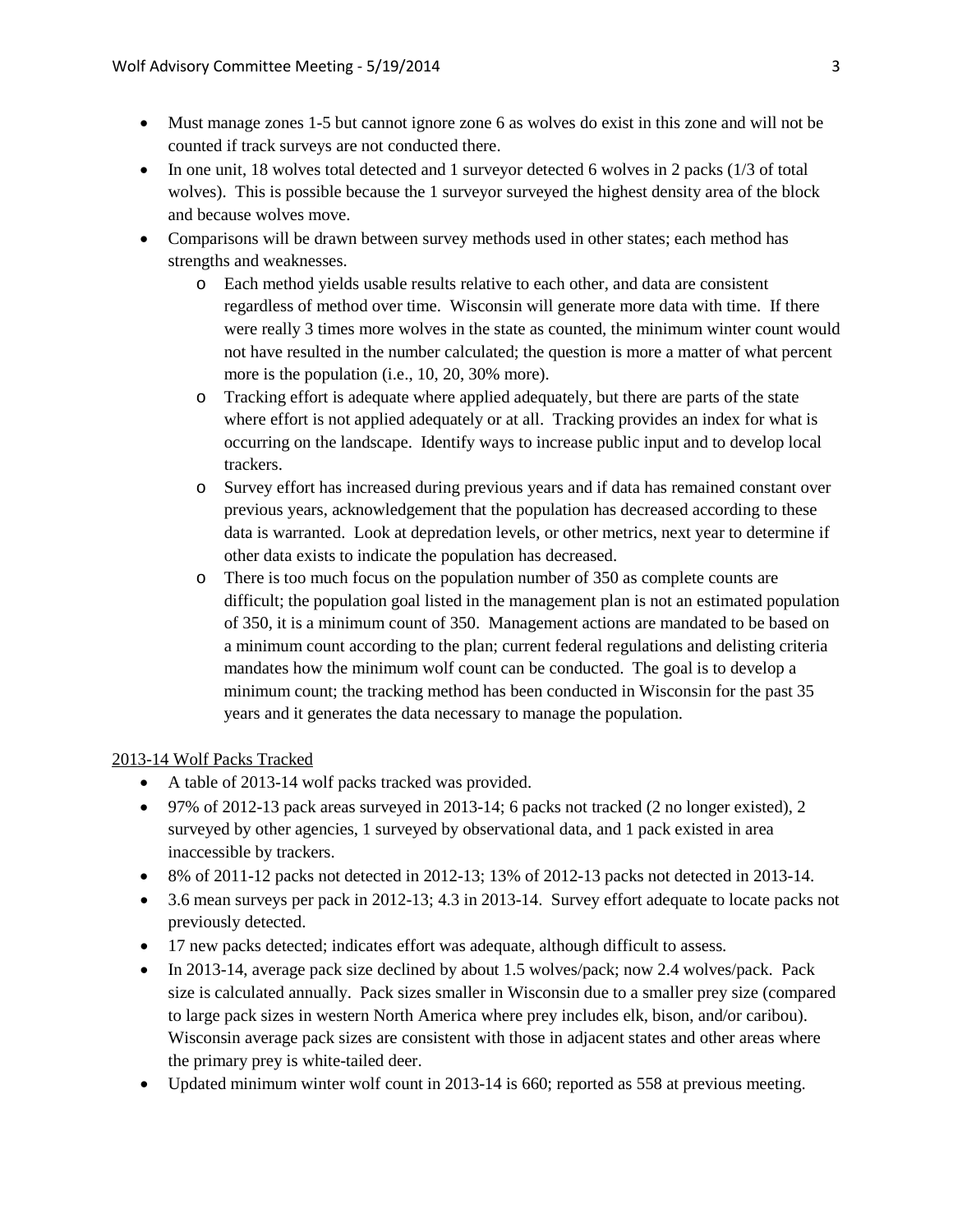- Must manage zones 1-5 but cannot ignore zone 6 as wolves do exist in this zone and will not be counted if track surveys are not conducted there.
- In one unit, 18 wolves total detected and 1 surveyor detected 6 wolves in 2 packs (1/3 of total wolves). This is possible because the 1 surveyor surveyed the highest density area of the block and because wolves move.
- Comparisons will be drawn between survey methods used in other states; each method has strengths and weaknesses.
  - Each method yields usable results relative to each other, and data are consistent regardless of method over time. Wisconsin will generate more data with time. If there were really 3 times more wolves in the state as counted, the minimum winter count would not have resulted in the number calculated; the question is more a matter of what percent more is the population (i.e., 10, 20, 30% more).
  - Tracking effort is adequate where applied adequately, but there are parts of the state where effort is not applied adequately or at all. Tracking provides an index for what is occurring on the landscape. Identify ways to increase public input and to develop local trackers.
  - Survey effort has increased during previous years and if data has remained constant over previous years, acknowledgement that the population has decreased according to these data is warranted. Look at depredation levels, or other metrics, next year to determine if other data exists to indicate the population has decreased.
  - There is too much focus on the population number of 350 as complete counts are difficult; the population goal listed in the management plan is not an estimated population of 350, it is a minimum count of 350. Management actions are mandated to be based on a minimum count according to the plan; current federal regulations and delisting criteria mandates how the minimum wolf count can be conducted. The goal is to develop a minimum count; the tracking method has been conducted in Wisconsin for the past 35 years and it generates the data necessary to manage the population.

<u>2013-14 Wolf Packs Tracked</u>

- A table of 2013-14 wolf packs tracked was provided.
- 97% of 2012-13 pack areas surveyed in 2013-14; 6 packs not tracked (2 no longer existed), 2 surveyed by other agencies, 1 surveyed by observational data, and 1 pack existed in area inaccessible by trackers.
- 8% of 2011-12 packs not detected in 2012-13; 13% of 2012-13 packs not detected in 2013-14.
- 3.6 mean surveys per pack in 2012-13; 4.3 in 2013-14. Survey effort adequate to locate packs not previously detected.
- 17 new packs detected; indicates effort was adequate, although difficult to assess.
- In 2013-14, average pack size declined by about 1.5 wolves/pack; now 2.4 wolves/pack. Pack size is calculated annually. Pack sizes smaller in Wisconsin due to a smaller prey size (compared to large pack sizes in western North America where prey includes elk, bison, and/or caribou). Wisconsin average pack sizes are consistent with those in adjacent states and other areas where the primary prey is white-tailed deer.
- Updated minimum winter wolf count in 2013-14 is 660; reported as 558 at previous meeting.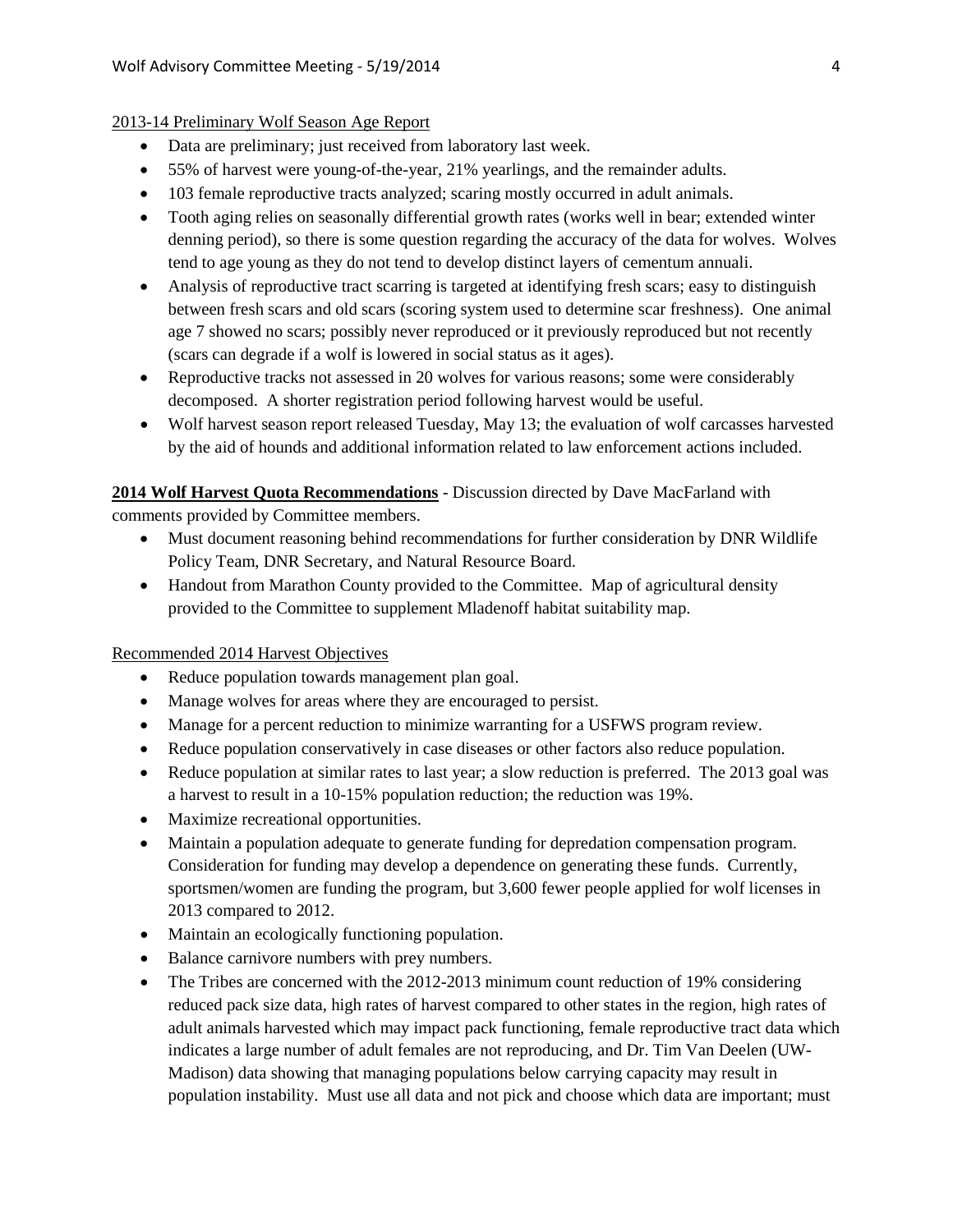2013-14 Preliminary Wolf Season Age Report

- Data are preliminary; just received from laboratory last week.
- 55% of harvest were young-of-the-year, 21% yearlings, and the remainder adults.
- 103 female reproductive tracts analyzed; scaring mostly occurred in adult animals.
- Tooth aging relies on seasonally differential growth rates (works well in bear; extended winter denning period), so there is some question regarding the accuracy of the data for wolves. Wolves tend to age young as they do not tend to develop distinct layers of cementum annuali.
- Analysis of reproductive tract scarring is targeted at identifying fresh scars; easy to distinguish between fresh scars and old scars (scoring system used to determine scar freshness). One animal age 7 showed no scars; possibly never reproduced or it previously reproduced but not recently (scars can degrade if a wolf is lowered in social status as it ages).
- Reproductive tracks not assessed in 20 wolves for various reasons; some were considerably decomposed. A shorter registration period following harvest would be useful.
- Wolf harvest season report released Tuesday, May 13; the evaluation of wolf carcasses harvested by the aid of hounds and additional information related to law enforcement actions included.

**2014 Wolf Harvest Quota Recommendations** - Discussion directed by Dave MacFarland with comments provided by Committee members.

- Must document reasoning behind recommendations for further consideration by DNR Wildlife Policy Team, DNR Secretary, and Natural Resource Board.
- Handout from Marathon County provided to the Committee. Map of agricultural density provided to the Committee to supplement Mladenoff habitat suitability map.

Recommended 2014 Harvest Objectives

- Reduce population towards management plan goal.
- Manage wolves for areas where they are encouraged to persist.
- Manage for a percent reduction to minimize warranting for a USFWS program review.
- Reduce population conservatively in case diseases or other factors also reduce population.
- Reduce population at similar rates to last year; a slow reduction is preferred. The 2013 goal was a harvest to result in a 10-15% population reduction; the reduction was 19%.
- Maximize recreational opportunities.
- Maintain a population adequate to generate funding for depredation compensation program. Consideration for funding may develop a dependence on generating these funds. Currently, sportsmen/women are funding the program, but 3,600 fewer people applied for wolf licenses in 2013 compared to 2012.
- Maintain an ecologically functioning population.
- Balance carnivore numbers with prey numbers.
- The Tribes are concerned with the 2012-2013 minimum count reduction of 19% considering reduced pack size data, high rates of harvest compared to other states in the region, high rates of adult animals harvested which may impact pack functioning, female reproductive tract data which indicates a large number of adult females are not reproducing, and Dr. Tim Van Deelen (UW-Madison) data showing that managing populations below carrying capacity may result in population instability. Must use all data and not pick and choose which data are important; must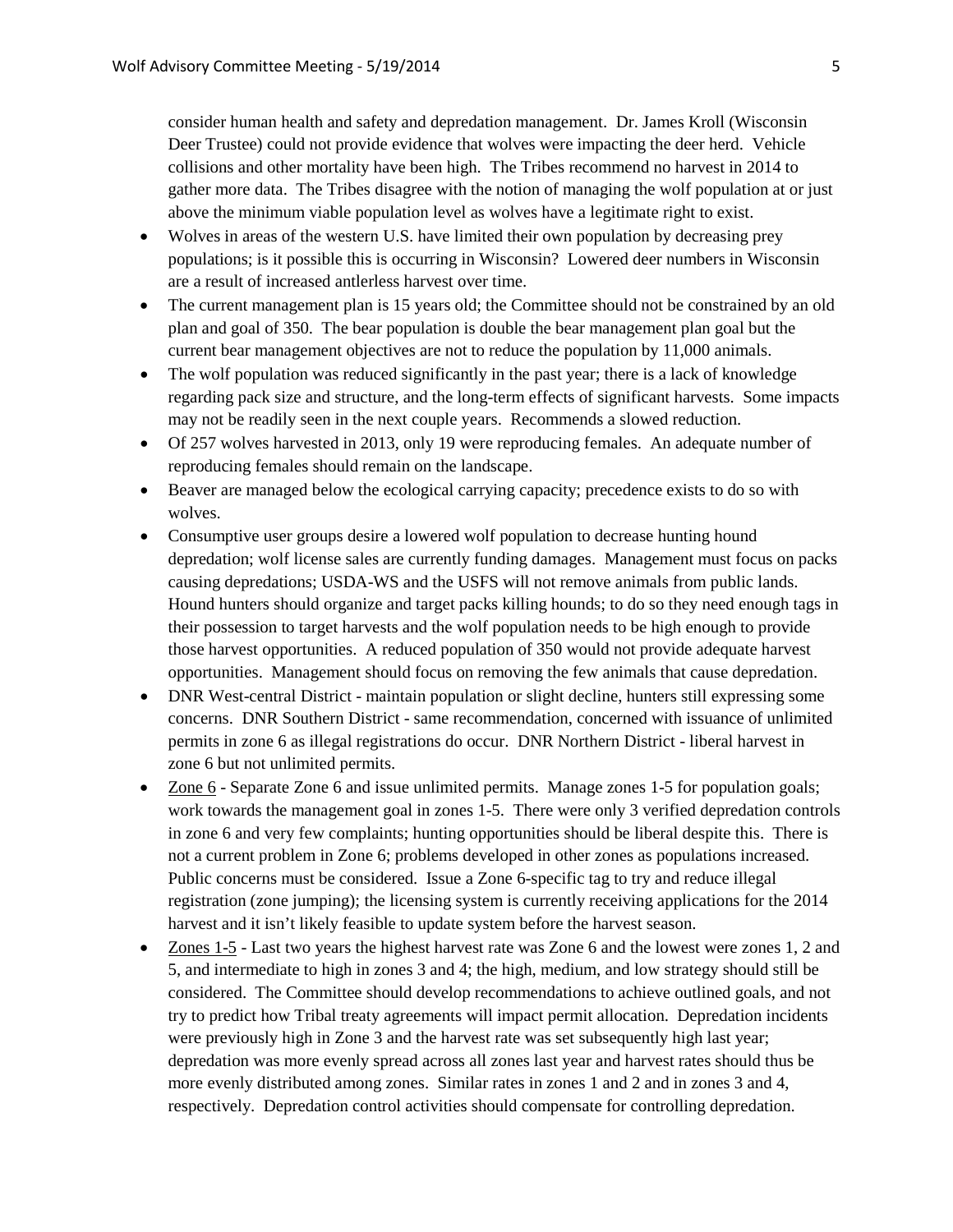consider human health and safety and depredation management. Dr. James Kroll (Wisconsin Deer Trustee) could not provide evidence that wolves were impacting the deer herd. Vehicle collisions and other mortality have been high. The Tribes recommend no harvest in 2014 to gather more data. The Tribes disagree with the notion of managing the wolf population at or just above the minimum viable population level as wolves have a legitimate right to exist.

- Wolves in areas of the western U.S. have limited their own population by decreasing prey populations; is it possible this is occurring in Wisconsin? Lowered deer numbers in Wisconsin are a result of increased antlerless harvest over time.
- The current management plan is 15 years old; the Committee should not be constrained by an old plan and goal of 350. The bear population is double the bear management plan goal but the current bear management objectives are not to reduce the population by 11,000 animals.
- The wolf population was reduced significantly in the past year; there is a lack of knowledge regarding pack size and structure, and the long-term effects of significant harvests. Some impacts may not be readily seen in the next couple years. Recommends a slowed reduction.
- Of 257 wolves harvested in 2013, only 19 were reproducing females. An adequate number of reproducing females should remain on the landscape.
- Beaver are managed below the ecological carrying capacity; precedence exists to do so with wolves.
- Consumptive user groups desire a lowered wolf population to decrease hunting hound depredation; wolf license sales are currently funding damages. Management must focus on packs causing depredations; USDA-WS and the USFS will not remove animals from public lands. Hound hunters should organize and target packs killing hounds; to do so they need enough tags in their possession to target harvests and the wolf population needs to be high enough to provide those harvest opportunities. A reduced population of 350 would not provide adequate harvest opportunities. Management should focus on removing the few animals that cause depredation.
- DNR West-central District - maintain population or slight decline, hunters still expressing some concerns. DNR Southern District - same recommendation, concerned with issuance of unlimited permits in zone 6 as illegal registrations do occur. DNR Northern District - liberal harvest in zone 6 but not unlimited permits.
- Zone 6 - Separate Zone 6 and issue unlimited permits. Manage zones 1-5 for population goals; work towards the management goal in zones 1-5. There were only 3 verified depredation controls in zone 6 and very few complaints; hunting opportunities should be liberal despite this. There is not a current problem in Zone 6; problems developed in other zones as populations increased. Public concerns must be considered. Issue a Zone 6-specific tag to try and reduce illegal registration (zone jumping); the licensing system is currently receiving applications for the 2014 harvest and it isn't likely feasible to update system before the harvest season.
- Zones 1-5 - Last two years the highest harvest rate was Zone 6 and the lowest were zones 1, 2 and 5, and intermediate to high in zones 3 and 4; the high, medium, and low strategy should still be considered. The Committee should develop recommendations to achieve outlined goals, and not try to predict how Tribal treaty agreements will impact permit allocation. Depredation incidents were previously high in Zone 3 and the harvest rate was set subsequently high last year; depredation was more evenly spread across all zones last year and harvest rates should thus be more evenly distributed among zones. Similar rates in zones 1 and 2 and in zones 3 and 4, respectively. Depredation control activities should compensate for controlling depredation.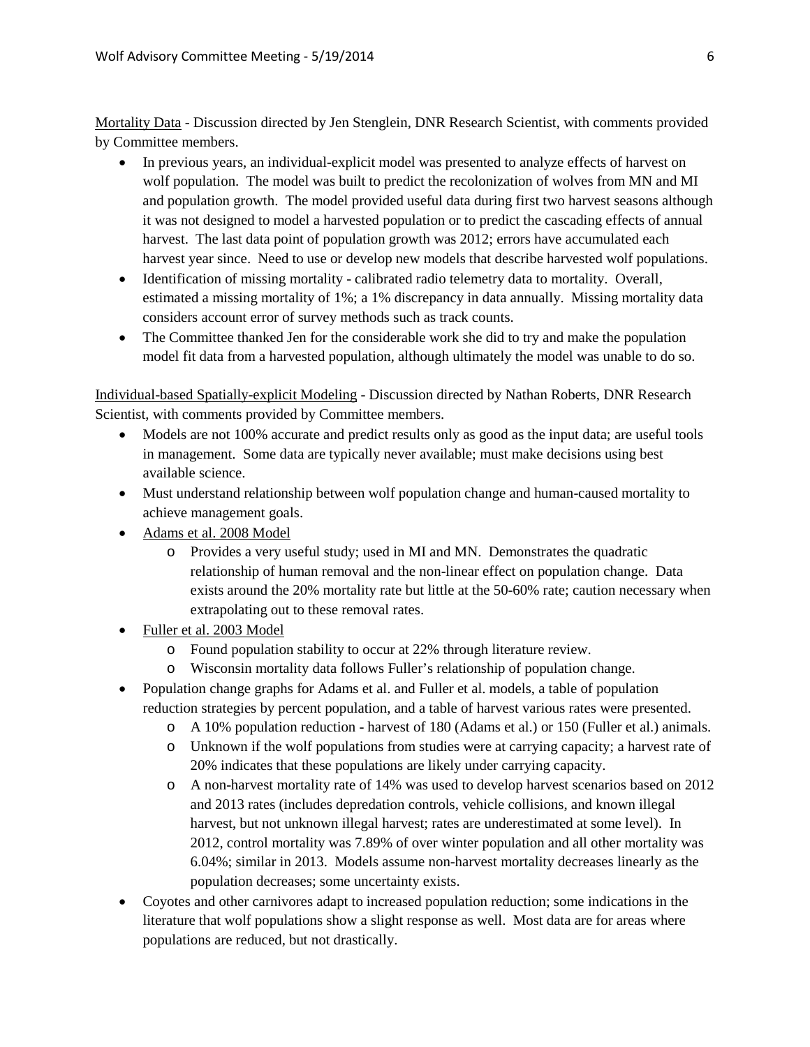<u>Mortality Data</u> - Discussion directed by Jen Stenglein, DNR Research Scientist, with comments provided by Committee members.

- In previous years, an individual-explicit model was presented to analyze effects of harvest on wolf population. The model was built to predict the recolonization of wolves from MN and MI and population growth. The model provided useful data during first two harvest seasons although it was not designed to model a harvested population or to predict the cascading effects of annual harvest. The last data point of population growth was 2012; errors have accumulated each harvest year since. Need to use or develop new models that describe harvested wolf populations.
- Identification of missing mortality - calibrated radio telemetry data to mortality. Overall, estimated a missing mortality of 1%; a 1% discrepancy in data annually. Missing mortality data considers account error of survey methods such as track counts.
- The Committee thanked Jen for the considerable work she did to try and make the population model fit data from a harvested population, although ultimately the model was unable to do so.

<u>Individual-based Spatially-explicit Modeling</u> - Discussion directed by Nathan Roberts, DNR Research Scientist, with comments provided by Committee members.

- Models are not 100% accurate and predict results only as good as the input data; are useful tools in management. Some data are typically never available; must make decisions using best available science.
- Must understand relationship between wolf population change and human-caused mortality to achieve management goals.
- <u>Adams et al. 2008 Model</u>
  - Provides a very useful study; used in MI and MN. Demonstrates the quadratic relationship of human removal and the non-linear effect on population change. Data exists around the 20% mortality rate but little at the 50-60% rate; caution necessary when extrapolating out to these removal rates.
- <u>Fuller et al. 2003 Model</u>
  - Found population stability to occur at 22% through literature review.
  - Wisconsin mortality data follows Fuller's relationship of population change.
- Population change graphs for Adams et al. and Fuller et al. models, a table of population reduction strategies by percent population, and a table of harvest various rates were presented.
  - A 10% population reduction - harvest of 180 (Adams et al.) or 150 (Fuller et al.) animals.
  - Unknown if the wolf populations from studies were at carrying capacity; a harvest rate of 20% indicates that these populations are likely under carrying capacity.
  - A non-harvest mortality rate of 14% was used to develop harvest scenarios based on 2012 and 2013 rates (includes depredation controls, vehicle collisions, and known illegal harvest, but not unknown illegal harvest; rates are underestimated at some level). In 2012, control mortality was 7.89% of over winter population and all other mortality was 6.04%; similar in 2013. Models assume non-harvest mortality decreases linearly as the population decreases; some uncertainty exists.
- Coyotes and other carnivores adapt to increased population reduction; some indications in the literature that wolf populations show a slight response as well. Most data are for areas where populations are reduced, but not drastically.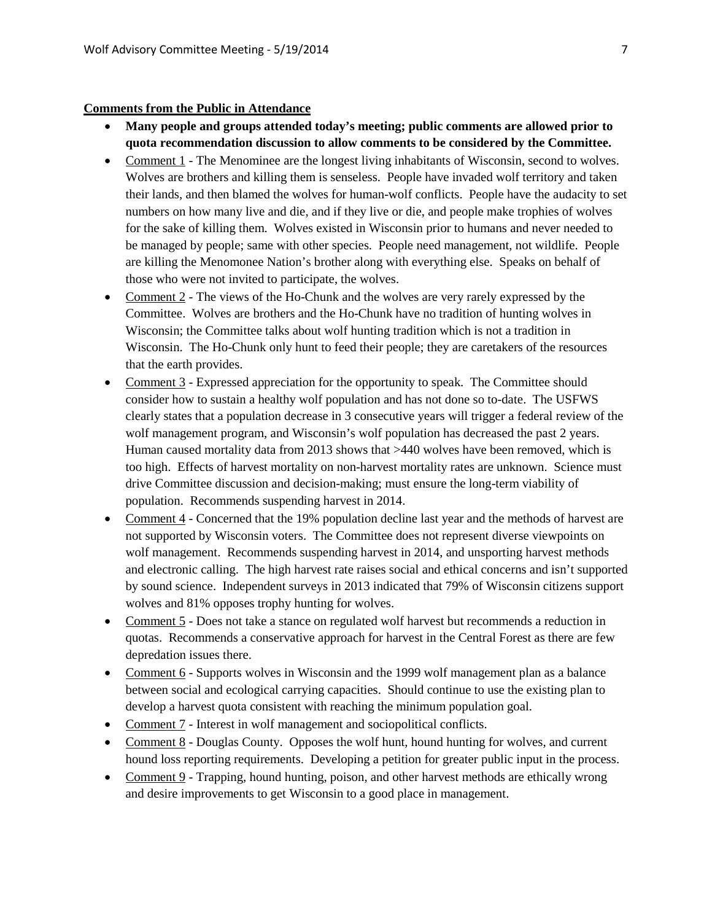**Comments from the Public in Attendance**

- **Many people and groups attended today's meeting; public comments are allowed prior to quota recommendation discussion to allow comments to be considered by the Committee.**
- Comment 1 - The Menominee are the longest living inhabitants of Wisconsin, second to wolves. Wolves are brothers and killing them is senseless. People have invaded wolf territory and taken their lands, and then blamed the wolves for human-wolf conflicts. People have the audacity to set numbers on how many live and die, and if they live or die, and people make trophies of wolves for the sake of killing them. Wolves existed in Wisconsin prior to humans and never needed to be managed by people; same with other species. People need management, not wildlife. People are killing the Menomonee Nation's brother along with everything else. Speaks on behalf of those who were not invited to participate, the wolves.
- Comment 2 - The views of the Ho-Chunk and the wolves are very rarely expressed by the Committee. Wolves are brothers and the Ho-Chunk have no tradition of hunting wolves in Wisconsin; the Committee talks about wolf hunting tradition which is not a tradition in Wisconsin. The Ho-Chunk only hunt to feed their people; they are caretakers of the resources that the earth provides.
- Comment 3 - Expressed appreciation for the opportunity to speak. The Committee should consider how to sustain a healthy wolf population and has not done so to-date. The USFWS clearly states that a population decrease in 3 consecutive years will trigger a federal review of the wolf management program, and Wisconsin's wolf population has decreased the past 2 years. Human caused mortality data from 2013 shows that >440 wolves have been removed, which is too high. Effects of harvest mortality on non-harvest mortality rates are unknown. Science must drive Committee discussion and decision-making; must ensure the long-term viability of population. Recommends suspending harvest in 2014.
- Comment 4 - Concerned that the 19% population decline last year and the methods of harvest are not supported by Wisconsin voters. The Committee does not represent diverse viewpoints on wolf management. Recommends suspending harvest in 2014, and unsporting harvest methods and electronic calling. The high harvest rate raises social and ethical concerns and isn't supported by sound science. Independent surveys in 2013 indicated that 79% of Wisconsin citizens support wolves and 81% opposes trophy hunting for wolves.
- Comment 5 - Does not take a stance on regulated wolf harvest but recommends a reduction in quotas. Recommends a conservative approach for harvest in the Central Forest as there are few depredation issues there.
- Comment 6 - Supports wolves in Wisconsin and the 1999 wolf management plan as a balance between social and ecological carrying capacities. Should continue to use the existing plan to develop a harvest quota consistent with reaching the minimum population goal.
- Comment 7 - Interest in wolf management and sociopolitical conflicts.
- Comment 8 - Douglas County. Opposes the wolf hunt, hound hunting for wolves, and current hound loss reporting requirements. Developing a petition for greater public input in the process.
- Comment 9 - Trapping, hound hunting, poison, and other harvest methods are ethically wrong and desire improvements to get Wisconsin to a good place in management.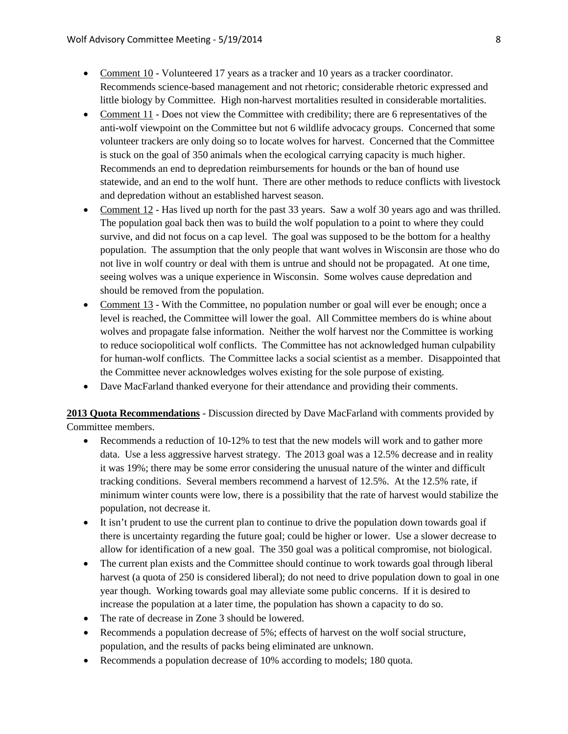- Comment 10 - Volunteered 17 years as a tracker and 10 years as a tracker coordinator. Recommends science-based management and not rhetoric; considerable rhetoric expressed and little biology by Committee. High non-harvest mortalities resulted in considerable mortalities.
- Comment 11 - Does not view the Committee with credibility; there are 6 representatives of the anti-wolf viewpoint on the Committee but not 6 wildlife advocacy groups. Concerned that some volunteer trackers are only doing so to locate wolves for harvest. Concerned that the Committee is stuck on the goal of 350 animals when the ecological carrying capacity is much higher. Recommends an end to depredation reimbursements for hounds or the ban of hound use statewide, and an end to the wolf hunt. There are other methods to reduce conflicts with livestock and depredation without an established harvest season.
- Comment 12 - Has lived up north for the past 33 years. Saw a wolf 30 years ago and was thrilled. The population goal back then was to build the wolf population to a point to where they could survive, and did not focus on a cap level. The goal was supposed to be the bottom for a healthy population. The assumption that the only people that want wolves in Wisconsin are those who do not live in wolf country or deal with them is untrue and should not be propagated. At one time, seeing wolves was a unique experience in Wisconsin. Some wolves cause depredation and should be removed from the population.
- Comment 13 - With the Committee, no population number or goal will ever be enough; once a level is reached, the Committee will lower the goal. All Committee members do is whine about wolves and propagate false information. Neither the wolf harvest nor the Committee is working to reduce sociopolitical wolf conflicts. The Committee has not acknowledged human culpability for human-wolf conflicts. The Committee lacks a social scientist as a member. Disappointed that the Committee never acknowledges wolves existing for the sole purpose of existing.
- Dave MacFarland thanked everyone for their attendance and providing their comments.

**2013 Quota Recommendations** - Discussion directed by Dave MacFarland with comments provided by Committee members.

- Recommends a reduction of 10-12% to test that the new models will work and to gather more data. Use a less aggressive harvest strategy. The 2013 goal was a 12.5% decrease and in reality it was 19%; there may be some error considering the unusual nature of the winter and difficult tracking conditions. Several members recommend a harvest of 12.5%. At the 12.5% rate, if minimum winter counts were low, there is a possibility that the rate of harvest would stabilize the population, not decrease it.
- It isn't prudent to use the current plan to continue to drive the population down towards goal if there is uncertainty regarding the future goal; could be higher or lower. Use a slower decrease to allow for identification of a new goal. The 350 goal was a political compromise, not biological.
- The current plan exists and the Committee should continue to work towards goal through liberal harvest (a quota of 250 is considered liberal); do not need to drive population down to goal in one year though. Working towards goal may alleviate some public concerns. If it is desired to increase the population at a later time, the population has shown a capacity to do so.
- The rate of decrease in Zone 3 should be lowered.
- Recommends a population decrease of 5%; effects of harvest on the wolf social structure, population, and the results of packs being eliminated are unknown.
- Recommends a population decrease of 10% according to models; 180 quota.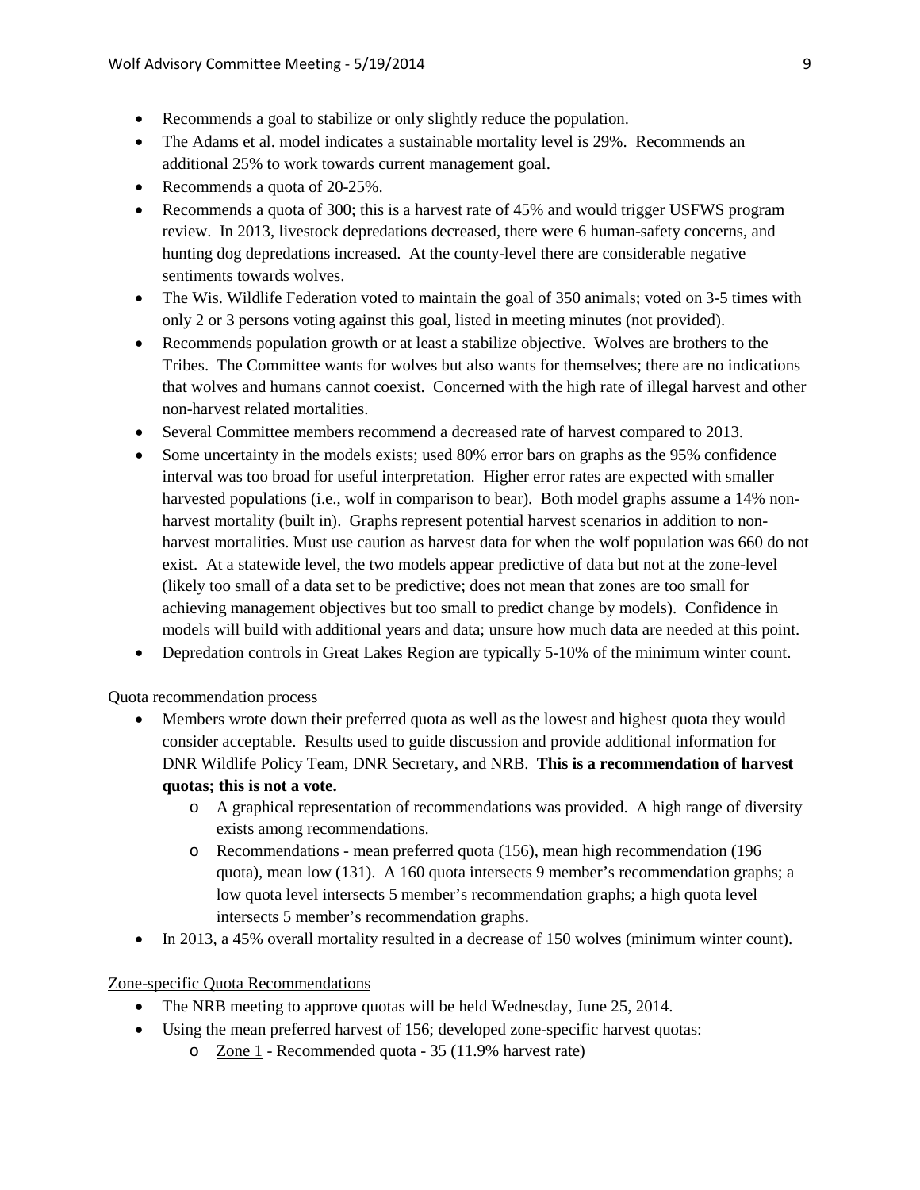- Recommends a goal to stabilize or only slightly reduce the population.
- The Adams et al. model indicates a sustainable mortality level is 29%. Recommends an additional 25% to work towards current management goal.
- Recommends a quota of 20-25%.
- Recommends a quota of 300; this is a harvest rate of 45% and would trigger USFWS program review. In 2013, livestock depredations decreased, there were 6 human-safety concerns, and hunting dog depredations increased. At the county-level there are considerable negative sentiments towards wolves.
- The Wis. Wildlife Federation voted to maintain the goal of 350 animals; voted on 3-5 times with only 2 or 3 persons voting against this goal, listed in meeting minutes (not provided).
- Recommends population growth or at least a stabilize objective. Wolves are brothers to the Tribes. The Committee wants for wolves but also wants for themselves; there are no indications that wolves and humans cannot coexist. Concerned with the high rate of illegal harvest and other non-harvest related mortalities.
- Several Committee members recommend a decreased rate of harvest compared to 2013.
- Some uncertainty in the models exists; used 80% error bars on graphs as the 95% confidence interval was too broad for useful interpretation. Higher error rates are expected with smaller harvested populations (i.e., wolf in comparison to bear). Both model graphs assume a 14% non-harvest mortality (built in). Graphs represent potential harvest scenarios in addition to non-harvest mortalities. Must use caution as harvest data for when the wolf population was 660 do not exist. At a statewide level, the two models appear predictive of data but not at the zone-level (likely too small of a data set to be predictive; does not mean that zones are too small for achieving management objectives but too small to predict change by models). Confidence in models will build with additional years and data; unsure how much data are needed at this point.
- Depredation controls in Great Lakes Region are typically 5-10% of the minimum winter count.

Quota recommendation process

- Members wrote down their preferred quota as well as the lowest and highest quota they would consider acceptable. Results used to guide discussion and provide additional information for DNR Wildlife Policy Team, DNR Secretary, and NRB. **This is a recommendation of harvest quotas; this is not a vote.**
    - A graphical representation of recommendations was provided. A high range of diversity exists among recommendations.
    - Recommendations - mean preferred quota (156), mean high recommendation (196 quota), mean low (131). A 160 quota intersects 9 member's recommendation graphs; a low quota level intersects 5 member's recommendation graphs; a high quota level intersects 5 member's recommendation graphs.
- In 2013, a 45% overall mortality resulted in a decrease of 150 wolves (minimum winter count).

Zone-specific Quota Recommendations

- The NRB meeting to approve quotas will be held Wednesday, June 25, 2014.
- Using the mean preferred harvest of 156; developed zone-specific harvest quotas:
    - Zone 1 - Recommended quota - 35 (11.9% harvest rate)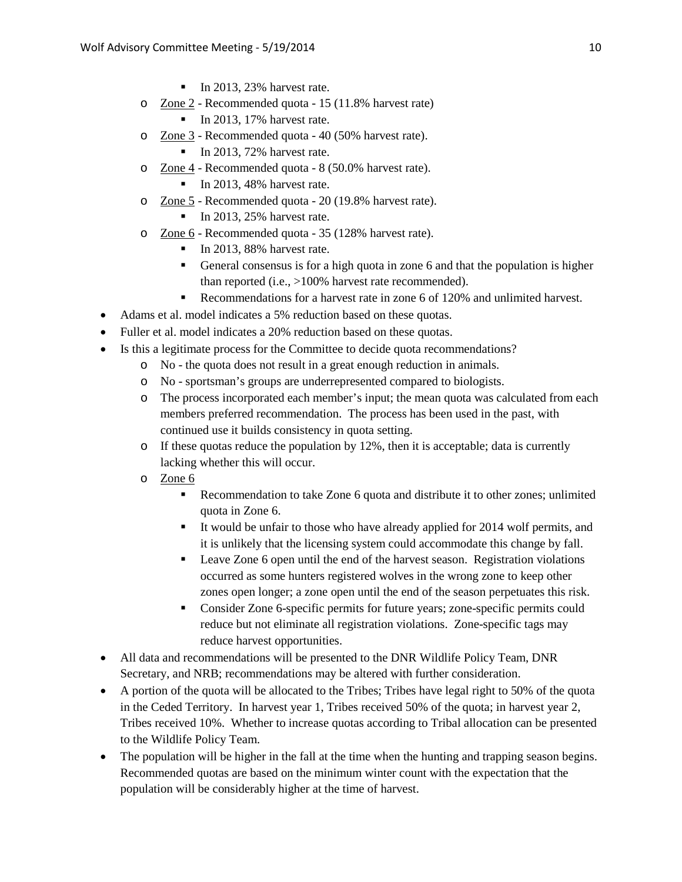- In 2013, 23% harvest rate.
  - Zone 2 - Recommended quota - 15 (11.8% harvest rate)
    - In 2013, 17% harvest rate.
  - Zone 3 - Recommended quota - 40 (50% harvest rate).
    - In 2013, 72% harvest rate.
  - Zone 4 - Recommended quota - 8 (50.0% harvest rate).
    - In 2013, 48% harvest rate.
  - Zone 5 - Recommended quota - 20 (19.8% harvest rate).
    - In 2013, 25% harvest rate.
  - Zone 6 - Recommended quota - 35 (128% harvest rate).
    - In 2013, 88% harvest rate.
    - General consensus is for a high quota in zone 6 and that the population is higher than reported (i.e., >100% harvest rate recommended).
    - Recommendations for a harvest rate in zone 6 of 120% and unlimited harvest.
- Adams et al. model indicates a 5% reduction based on these quotas.
- Fuller et al. model indicates a 20% reduction based on these quotas.
- Is this a legitimate process for the Committee to decide quota recommendations?
  - No - the quota does not result in a great enough reduction in animals.
  - No - sportsman's groups are underrepresented compared to biologists.
  - The process incorporated each member's input; the mean quota was calculated from each members preferred recommendation. The process has been used in the past, with continued use it builds consistency in quota setting.
  - If these quotas reduce the population by 12%, then it is acceptable; data is currently lacking whether this will occur.
  - Zone 6
    - Recommendation to take Zone 6 quota and distribute it to other zones; unlimited quota in Zone 6.
    - It would be unfair to those who have already applied for 2014 wolf permits, and it is unlikely that the licensing system could accommodate this change by fall.
    - Leave Zone 6 open until the end of the harvest season. Registration violations occurred as some hunters registered wolves in the wrong zone to keep other zones open longer; a zone open until the end of the season perpetuates this risk.
    - Consider Zone 6-specific permits for future years; zone-specific permits could reduce but not eliminate all registration violations. Zone-specific tags may reduce harvest opportunities.
- All data and recommendations will be presented to the DNR Wildlife Policy Team, DNR Secretary, and NRB; recommendations may be altered with further consideration.
- A portion of the quota will be allocated to the Tribes; Tribes have legal right to 50% of the quota in the Ceded Territory. In harvest year 1, Tribes received 50% of the quota; in harvest year 2, Tribes received 10%. Whether to increase quotas according to Tribal allocation can be presented to the Wildlife Policy Team.
- The population will be higher in the fall at the time when the hunting and trapping season begins. Recommended quotas are based on the minimum winter count with the expectation that the population will be considerably higher at the time of harvest.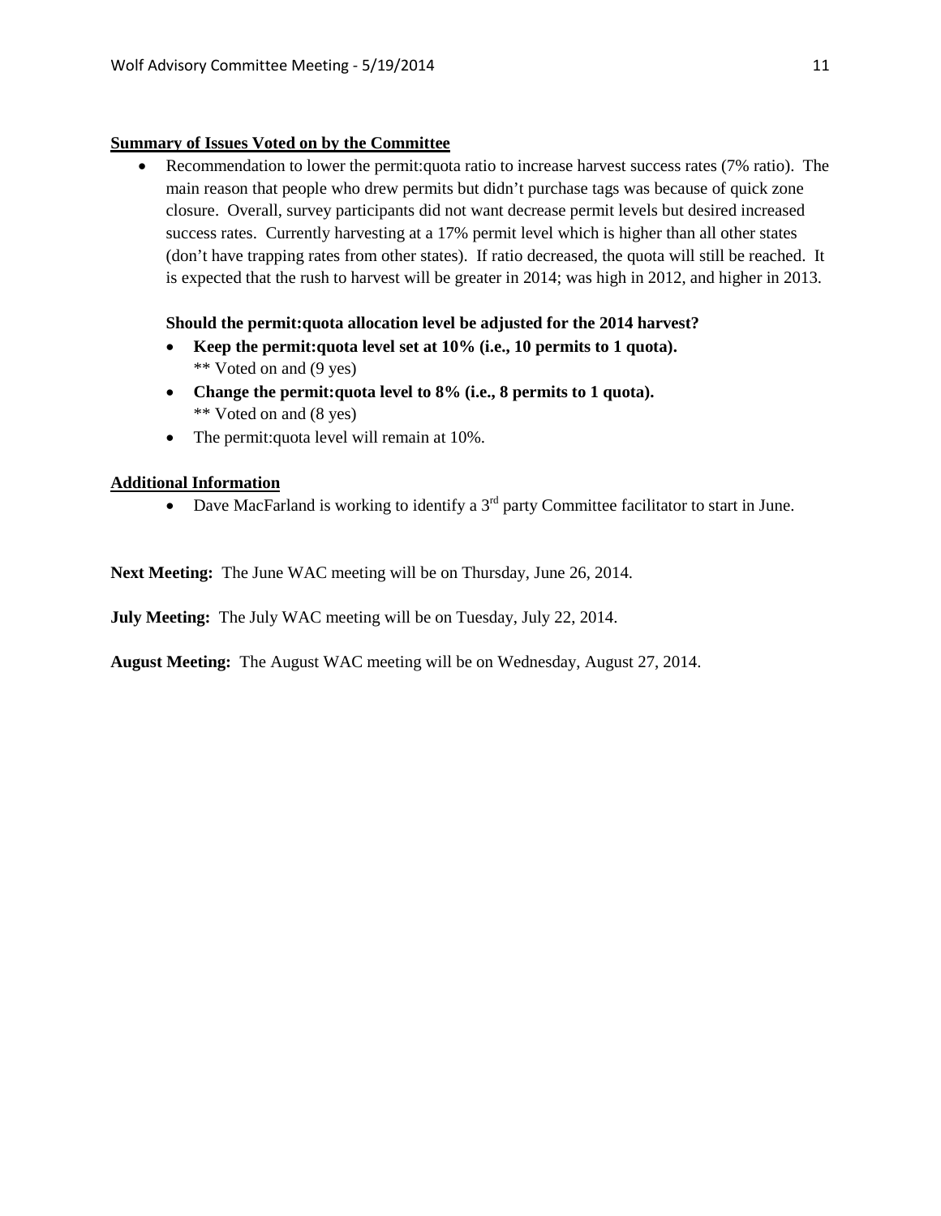**Summary of Issues Voted on by the Committee**

- Recommendation to lower the permit:quota ratio to increase harvest success rates (7% ratio). The main reason that people who drew permits but didn't purchase tags was because of quick zone closure. Overall, survey participants did not want decrease permit levels but desired increased success rates. Currently harvesting at a 17% permit level which is higher than all other states (don't have trapping rates from other states). If ratio decreased, the quota will still be reached. It is expected that the rush to harvest will be greater in 2014; was high in 2012, and higher in 2013.

  **Should the permit:quota allocation level be adjusted for the 2014 harvest?**

  - **Keep the permit:quota level set at 10% (i.e., 10 permits to 1 quota).**
    ** Voted on and (9 yes)
  - **Change the permit:quota level to 8% (i.e., 8 permits to 1 quota).**
    ** Voted on and (8 yes)
  - The permit:quota level will remain at 10%.

**Additional Information**

- Dave MacFarland is working to identify a 3rd party Committee facilitator to start in June.

**Next Meeting:** The June WAC meeting will be on Thursday, June 26, 2014.

**July Meeting:** The July WAC meeting will be on Tuesday, July 22, 2014.

**August Meeting:** The August WAC meeting will be on Wednesday, August 27, 2014.